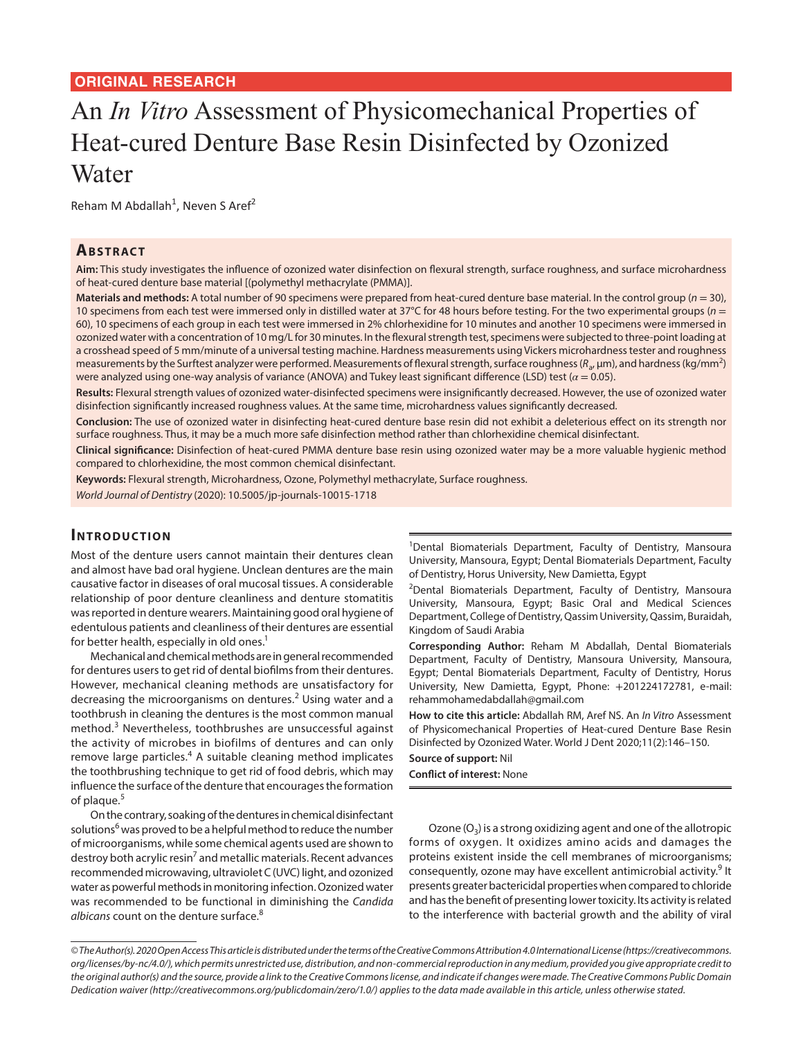ORIGINAL RESEARCH

# An *In Vitro* Assessment of Physicomechanical Properties of Heat-cured Denture Base Resin Disinfected by Ozonized Water

Reham M Abdallah[1], Neven S Aref[2]

## Abstract

**Aim:** This study investigates the influence of ozonized water disinfection on flexural strength, surface roughness, and surface microhardness of heat-cured denture base material [(polymethyl methacrylate (PMMA)].

**Materials and methods:** A total number of 90 specimens were prepared from heat-cured denture base material. In the control group ($n = 30$), 10 specimens from each test were immersed only in distilled water at 37°C for 48 hours before testing. For the two experimental groups ($n = 60$), 10 specimens of each group in each test were immersed in 2% chlorhexidine for 10 minutes and another 10 specimens were immersed in ozonized water with a concentration of 10 mg/L for 30 minutes. In the flexural strength test, specimens were subjected to three-point loading at a crosshead speed of 5 mm/minute of a universal testing machine. Hardness measurements using Vickers microhardness tester and roughness measurements by the Surftest analyzer were performed. Measurements of flexural strength, surface roughness ($R_a$, μm), and hardness (kg/mm$^2$) were analyzed using one-way analysis of variance (ANOVA) and Tukey least significant difference (LSD) test ($\alpha = 0.05$).

**Results:** Flexural strength values of ozonized water-disinfected specimens were insignificantly decreased. However, the use of ozonized water disinfection significantly increased roughness values. At the same time, microhardness values significantly decreased.

**Conclusion:** The use of ozonized water in disinfecting heat-cured denture base resin did not exhibit a deleterious effect on its strength nor surface roughness. Thus, it may be a much more safe disinfection method rather than chlorhexidine chemical disinfectant.

**Clinical significance:** Disinfection of heat-cured PMMA denture base resin using ozonized water may be a more valuable hygienic method compared to chlorhexidine, the most common chemical disinfectant.

**Keywords:** Flexural strength, Microhardness, Ozone, Polymethyl methacrylate, Surface roughness.

*World Journal of Dentistry* (2020): 10.5005/jp-journals-10015-1718

## Introduction

Most of the denture users cannot maintain their dentures clean and almost have bad oral hygiene. Unclean dentures are the main causative factor in diseases of oral mucosal tissues. A considerable relationship of poor denture cleanliness and denture stomatitis was reported in denture wearers. Maintaining good oral hygiene of edentulous patients and cleanliness of their dentures are essential for better health, especially in old ones.[1]

Mechanical and chemical methods are in general recommended for dentures users to get rid of dental biofilms from their dentures. However, mechanical cleaning methods are unsatisfactory for decreasing the microorganisms on dentures.[2] Using water and a toothbrush in cleaning the dentures is the most common manual method.[3] Nevertheless, toothbrushes are unsuccessful against the activity of microbes in biofilms of dentures and can only remove large particles.[4] A suitable cleaning method implicates the toothbrushing technique to get rid of food debris, which may influence the surface of the denture that encourages the formation of plaque.[5]

On the contrary, soaking of the dentures in chemical disinfectant solutions[6] was proved to be a helpful method to reduce the number of microorganisms, while some chemical agents used are shown to destroy both acrylic resin[7] and metallic materials. Recent advances recommended microwaving, ultraviolet C (UVC) light, and ozonized water as powerful methods in monitoring infection. Ozonized water was recommended to be functional in diminishing the *Candida albicans* count on the denture surface.[8]

Ozone ($O_3$) is a strong oxidizing agent and one of the allotropic forms of oxygen. It oxidizes amino acids and damages the proteins existent inside the cell membranes of microorganisms; consequently, ozone may have excellent antimicrobial activity.[9] It presents greater bactericidal properties when compared to chloride and has the benefit of presenting lower toxicity. Its activity is related to the interference with bacterial growth and the ability of viral

---

[1]Dental Biomaterials Department, Faculty of Dentistry, Mansoura University, Mansoura, Egypt; Dental Biomaterials Department, Faculty of Dentistry, Horus University, New Damietta, Egypt

[2]Dental Biomaterials Department, Faculty of Dentistry, Mansoura University, Mansoura, Egypt; Basic Oral and Medical Sciences Department, College of Dentistry, Qassim University, Qassim, Buraidah, Kingdom of Saudi Arabia

**Corresponding Author:** Reham M Abdallah, Dental Biomaterials Department, Faculty of Dentistry, Mansoura University, Mansoura, Egypt; Dental Biomaterials Department, Faculty of Dentistry, Horus University, New Damietta, Egypt, Phone: +201224172781, e-mail: rehammohamedabdallah@gmail.com

**How to cite this article:** Abdallah RM, Aref NS. An *In Vitro* Assessment of Physicomechanical Properties of Heat-cured Denture Base Resin Disinfected by Ozonized Water. World J Dent 2020;11(2):146–150.

**Source of support:** Nil

**Conflict of interest:** None

---

*© The Author(s). 2020 Open Access This article is distributed under the terms of the Creative Commons Attribution 4.0 International License (https://creativecommons.org/licenses/by-nc/4.0/), which permits unrestricted use, distribution, and non-commercial reproduction in any medium, provided you give appropriate credit to the original author(s) and the source, provide a link to the Creative Commons license, and indicate if changes were made. The Creative Commons Public Domain Dedication waiver (http://creativecommons.org/publicdomain/zero/1.0/) applies to the data made available in this article, unless otherwise stated.*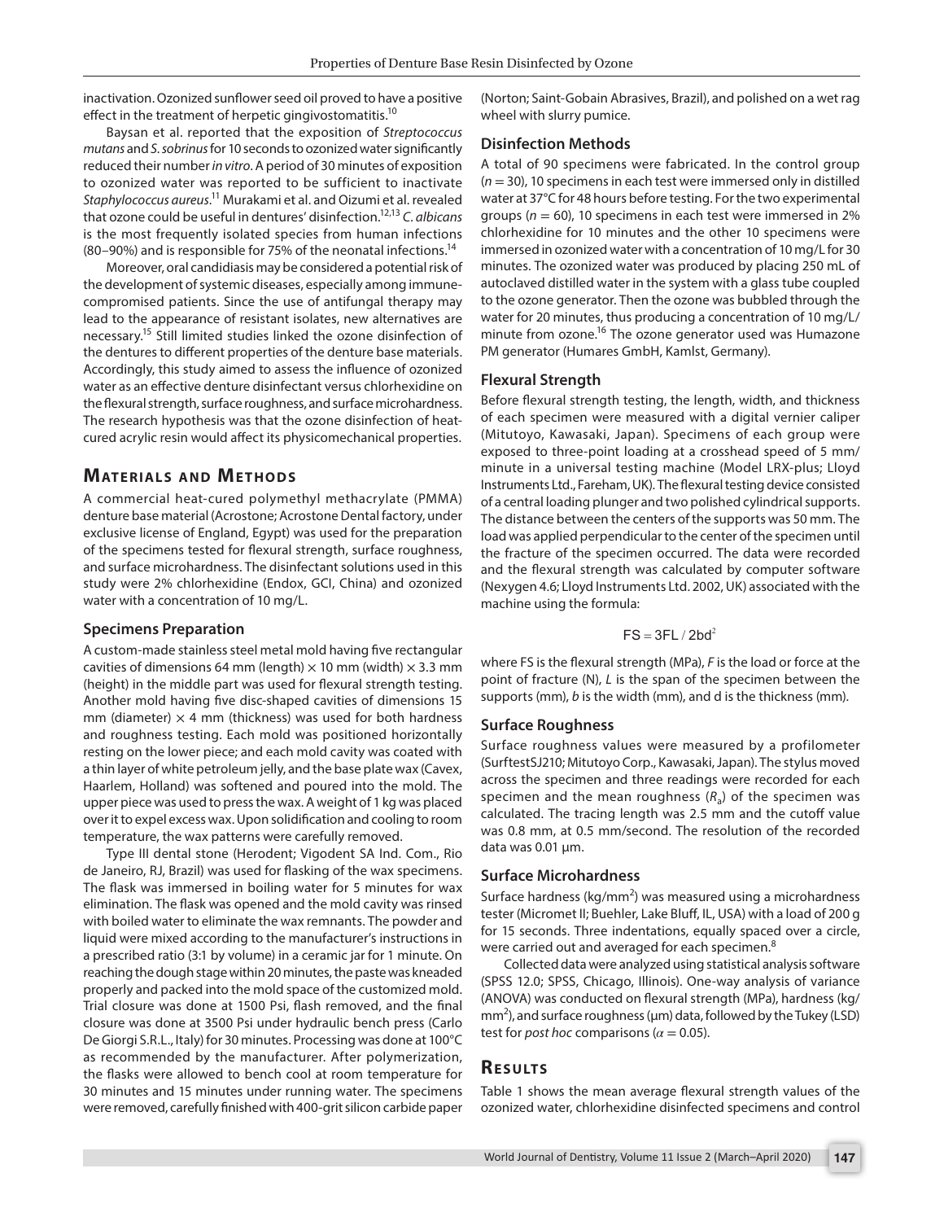inactivation. Ozonized sunflower seed oil proved to have a positive effect in the treatment of herpetic gingivostomatitis.[10]

Baysan et al. reported that the exposition of *Streptococcus mutans* and *S. sobrinus* for 10 seconds to ozonized water significantly reduced their number *in vitro*. A period of 30 minutes of exposition to ozonized water was reported to be sufficient to inactivate *Staphylococcus aureus*.[11] Murakami et al. and Oizumi et al. revealed that ozone could be useful in dentures' disinfection.[12,13] *C. albicans* is the most frequently isolated species from human infections (80–90%) and is responsible for 75% of the neonatal infections.[14]

Moreover, oral candidiasis may be considered a potential risk of the development of systemic diseases, especially among immune-compromised patients. Since the use of antifungal therapy may lead to the appearance of resistant isolates, new alternatives are necessary.[15] Still limited studies linked the ozone disinfection of the dentures to different properties of the denture base materials. Accordingly, this study aimed to assess the influence of ozonized water as an effective denture disinfectant versus chlorhexidine on the flexural strength, surface roughness, and surface microhardness. The research hypothesis was that the ozone disinfection of heat-cured acrylic resin would affect its physicomechanical properties.

## Materials and Methods

A commercial heat-cured polymethyl methacrylate (PMMA) denture base material (Acrostone; Acrostone Dental factory, under exclusive license of England, Egypt) was used for the preparation of the specimens tested for flexural strength, surface roughness, and surface microhardness. The disinfectant solutions used in this study were 2% chlorhexidine (Endox, GCI, China) and ozonized water with a concentration of 10 mg/L.

### Specimens Preparation

A custom-made stainless steel metal mold having five rectangular cavities of dimensions 64 mm (length) × 10 mm (width) × 3.3 mm (height) in the middle part was used for flexural strength testing. Another mold having five disc-shaped cavities of dimensions 15 mm (diameter) × 4 mm (thickness) was used for both hardness and roughness testing. Each mold was positioned horizontally resting on the lower piece; and each mold cavity was coated with a thin layer of white petroleum jelly, and the base plate wax (Cavex, Haarlem, Holland) was softened and poured into the mold. The upper piece was used to press the wax. A weight of 1 kg was placed over it to expel excess wax. Upon solidification and cooling to room temperature, the wax patterns were carefully removed.

Type III dental stone (Herodent; Vigodent SA Ind. Com., Rio de Janeiro, RJ, Brazil) was used for flasking of the wax specimens. The flask was immersed in boiling water for 5 minutes for wax elimination. The flask was opened and the mold cavity was rinsed with boiled water to eliminate the wax remnants. The powder and liquid were mixed according to the manufacturer's instructions in a prescribed ratio (3:1 by volume) in a ceramic jar for 1 minute. On reaching the dough stage within 20 minutes, the paste was kneaded properly and packed into the mold space of the customized mold. Trial closure was done at 1500 Psi, flash removed, and the final closure was done at 3500 Psi under hydraulic bench press (Carlo De Giorgi S.R.L., Italy) for 30 minutes. Processing was done at 100°C as recommended by the manufacturer. After polymerization, the flasks were allowed to bench cool at room temperature for 30 minutes and 15 minutes under running water. The specimens were removed, carefully finished with 400-grit silicon carbide paper (Norton; Saint-Gobain Abrasives, Brazil), and polished on a wet rag wheel with slurry pumice.

### Disinfection Methods

A total of 90 specimens were fabricated. In the control group ($n = 30$), 10 specimens in each test were immersed only in distilled water at 37°C for 48 hours before testing. For the two experimental groups ($n = 60$), 10 specimens in each test were immersed in 2% chlorhexidine for 10 minutes and the other 10 specimens were immersed in ozonized water with a concentration of 10 mg/L for 30 minutes. The ozonized water was produced by placing 250 mL of autoclaved distilled water in the system with a glass tube coupled to the ozone generator. Then the ozone was bubbled through the water for 20 minutes, thus producing a concentration of 10 mg/L/minute from ozone.[16] The ozone generator used was Humazone PM generator (Humares GmbH, Kamlst, Germany).

### Flexural Strength

Before flexural strength testing, the length, width, and thickness of each specimen were measured with a digital vernier caliper (Mitutoyo, Kawasaki, Japan). Specimens of each group were exposed to three-point loading at a crosshead speed of 5 mm/minute in a universal testing machine (Model LRX-plus; Lloyd Instruments Ltd., Fareham, UK). The flexural testing device consisted of a central loading plunger and two polished cylindrical supports. The distance between the centers of the supports was 50 mm. The load was applied perpendicular to the center of the specimen until the fracture of the specimen occurred. The data were recorded and the flexural strength was calculated by computer software (Nexygen 4.6; Lloyd Instruments Ltd. 2002, UK) associated with the machine using the formula:

$$FS = 3FL / 2bd^2$$

where FS is the flexural strength (MPa), *F* is the load or force at the point of fracture (N), *L* is the span of the specimen between the supports (mm), *b* is the width (mm), and d is the thickness (mm).

### Surface Roughness

Surface roughness values were measured by a profilometer (SurftestSJ210; Mitutoyo Corp., Kawasaki, Japan). The stylus moved across the specimen and three readings were recorded for each specimen and the mean roughness ($R_a$) of the specimen was calculated. The tracing length was 2.5 mm and the cutoff value was 0.8 mm, at 0.5 mm/second. The resolution of the recorded data was 0.01 µm.

### Surface Microhardness

Surface hardness (kg/mm$^2$) was measured using a microhardness tester (Micromet II; Buehler, Lake Bluff, IL, USA) with a load of 200 g for 15 seconds. Three indentations, equally spaced over a circle, were carried out and averaged for each specimen.[8]

Collected data were analyzed using statistical analysis software (SPSS 12.0; SPSS, Chicago, Illinois). One-way analysis of variance (ANOVA) was conducted on flexural strength (MPa), hardness (kg/mm$^2$), and surface roughness (µm) data, followed by the Tukey (LSD) test for *post hoc* comparisons ($\alpha = 0.05$).

## Results

Table 1 shows the mean average flexural strength values of the ozonized water, chlorhexidine disinfected specimens and control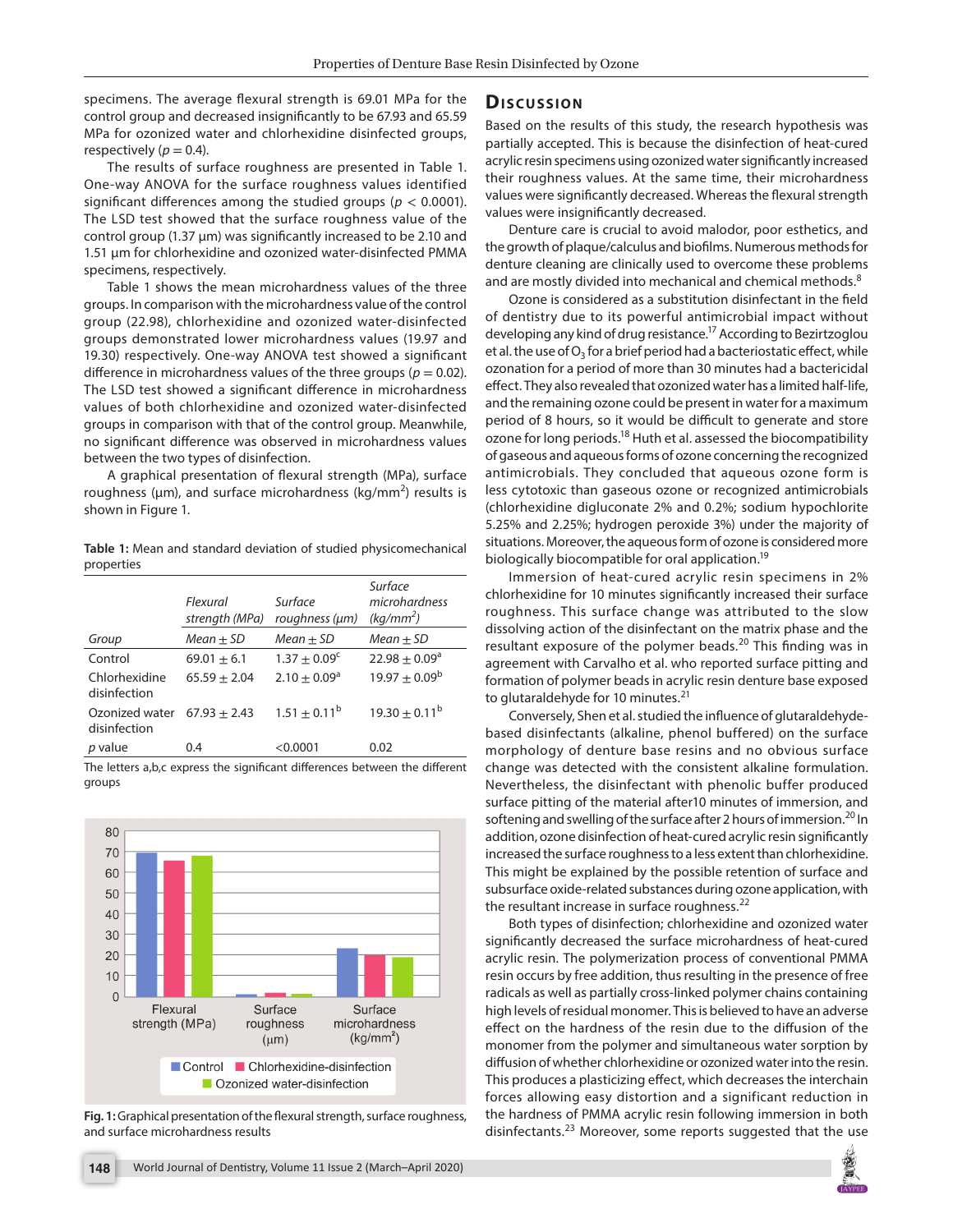specimens. The average flexural strength is 69.01 MPa for the control group and decreased insignificantly to be 67.93 and 65.59 MPa for ozonized water and chlorhexidine disinfected groups, respectively ($p = 0.4$).

The results of surface roughness are presented in Table 1. One-way ANOVA for the surface roughness values identified significant differences among the studied groups ($p < 0.0001$). The LSD test showed that the surface roughness value of the control group (1.37 µm) was significantly increased to be 2.10 and 1.51 µm for chlorhexidine and ozonized water-disinfected PMMA specimens, respectively.

Table 1 shows the mean microhardness values of the three groups. In comparison with the microhardness value of the control group (22.98), chlorhexidine and ozonized water-disinfected groups demonstrated lower microhardness values (19.97 and 19.30) respectively. One-way ANOVA test showed a significant difference in microhardness values of the three groups ($p = 0.02$). The LSD test showed a significant difference in microhardness values of both chlorhexidine and ozonized water-disinfected groups in comparison with that of the control group. Meanwhile, no significant difference was observed in microhardness values between the two types of disinfection.

A graphical presentation of flexural strength (MPa), surface roughness (µm), and surface microhardness (kg/mm$^2$) results is shown in Figure 1.

**Table 1:** Mean and standard deviation of studied physicomechanical properties

| | *Flexural strength (MPa)* | *Surface roughness (µm)* | *Surface microhardness (kg/mm$^2$)* |
|---|---|---|---|
| *Group* | *Mean ± SD* | *Mean ± SD* | *Mean ± SD* |
| Control | 69.01 ± 6.1 | $1.37 \pm 0.09^{c}$ | $22.98 \pm 0.09^{a}$ |
| Chlorhexidine disinfection | 65.59 ± 2.04 | $2.10 \pm 0.09^{a}$ | $19.97 \pm 0.09^{b}$ |
| Ozonized water disinfection | 67.93 ± 2.43 | $1.51 \pm 0.11^{b}$ | $19.30 \pm 0.11^{b}$ |
| *p* value | 0.4 | <0.0001 | 0.02 |

The letters a,b,c express the significant differences between the different groups

**Fig. 1:** Graphical presentation of the flexural strength, surface roughness, and surface microhardness results

## Discussion

Based on the results of this study, the research hypothesis was partially accepted. This is because the disinfection of heat-cured acrylic resin specimens using ozonized water significantly increased their roughness values. At the same time, their microhardness values were significantly decreased. Whereas the flexural strength values were insignificantly decreased.

Denture care is crucial to avoid malodor, poor esthetics, and the growth of plaque/calculus and biofilms. Numerous methods for denture cleaning are clinically used to overcome these problems and are mostly divided into mechanical and chemical methods.[8]

Ozone is considered as a substitution disinfectant in the field of dentistry due to its powerful antimicrobial impact without developing any kind of drug resistance.[17] According to Bezirtzoglou et al. the use of $O_3$ for a brief period had a bacteriostatic effect, while ozonation for a period of more than 30 minutes had a bactericidal effect. They also revealed that ozonized water has a limited half-life, and the remaining ozone could be present in water for a maximum period of 8 hours, so it would be difficult to generate and store ozone for long periods.[18] Huth et al. assessed the biocompatibility of gaseous and aqueous forms of ozone concerning the recognized antimicrobials. They concluded that aqueous ozone form is less cytotoxic than gaseous ozone or recognized antimicrobials (chlorhexidine digluconate 2% and 0.2%; sodium hypochlorite 5.25% and 2.25%; hydrogen peroxide 3%) under the majority of situations. Moreover, the aqueous form of ozone is considered more biologically biocompatible for oral application.[19]

Immersion of heat-cured acrylic resin specimens in 2% chlorhexidine for 10 minutes significantly increased their surface roughness. This surface change was attributed to the slow dissolving action of the disinfectant on the matrix phase and the resultant exposure of the polymer beads.[20] This finding was in agreement with Carvalho et al. who reported surface pitting and formation of polymer beads in acrylic resin denture base exposed to glutaraldehyde for 10 minutes.[21]

Conversely, Shen et al. studied the influence of glutaraldehyde-based disinfectants (alkaline, phenol buffered) on the surface morphology of denture base resins and no obvious surface change was detected with the consistent alkaline formulation. Nevertheless, the disinfectant with phenolic buffer produced surface pitting of the material after10 minutes of immersion, and softening and swelling of the surface after 2 hours of immersion.[20] In addition, ozone disinfection of heat-cured acrylic resin significantly increased the surface roughness to a less extent than chlorhexidine. This might be explained by the possible retention of surface and subsurface oxide-related substances during ozone application, with the resultant increase in surface roughness.[22]

Both types of disinfection; chlorhexidine and ozonized water significantly decreased the surface microhardness of heat-cured acrylic resin. The polymerization process of conventional PMMA resin occurs by free addition, thus resulting in the presence of free radicals as well as partially cross-linked polymer chains containing high levels of residual monomer. This is believed to have an adverse effect on the hardness of the resin due to the diffusion of the monomer from the polymer and simultaneous water sorption by diffusion of whether chlorhexidine or ozonized water into the resin. This produces a plasticizing effect, which decreases the interchain forces allowing easy distortion and a significant reduction in the hardness of PMMA acrylic resin following immersion in both disinfectants.[23] Moreover, some reports suggested that the use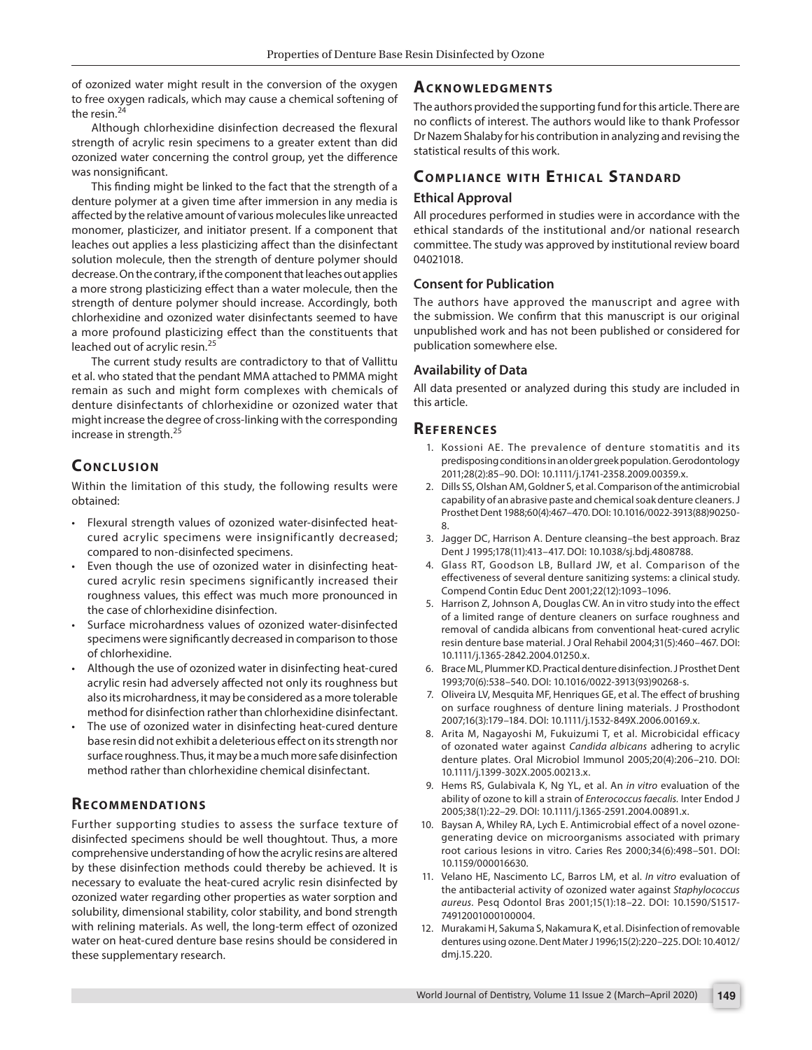of ozonized water might result in the conversion of the oxygen to free oxygen radicals, which may cause a chemical softening of the resin.[24]

Although chlorhexidine disinfection decreased the flexural strength of acrylic resin specimens to a greater extent than did ozonized water concerning the control group, yet the difference was nonsignificant.

This finding might be linked to the fact that the strength of a denture polymer at a given time after immersion in any media is affected by the relative amount of various molecules like unreacted monomer, plasticizer, and initiator present. If a component that leaches out applies a less plasticizing affect than the disinfectant solution molecule, then the strength of denture polymer should decrease. On the contrary, if the component that leaches out applies a more strong plasticizing effect than a water molecule, then the strength of denture polymer should increase. Accordingly, both chlorhexidine and ozonized water disinfectants seemed to have a more profound plasticizing effect than the constituents that leached out of acrylic resin.[25]

The current study results are contradictory to that of Vallittu et al. who stated that the pendant MMA attached to PMMA might remain as such and might form complexes with chemicals of denture disinfectants of chlorhexidine or ozonized water that might increase the degree of cross-linking with the corresponding increase in strength.[25]

## Conclusion

Within the limitation of this study, the following results were obtained:

- Flexural strength values of ozonized water-disinfected heat-cured acrylic specimens were insignificantly decreased; compared to non-disinfected specimens.
- Even though the use of ozonized water in disinfecting heat-cured acrylic resin specimens significantly increased their roughness values, this effect was much more pronounced in the case of chlorhexidine disinfection.
- Surface microhardness values of ozonized water-disinfected specimens were significantly decreased in comparison to those of chlorhexidine.
- Although the use of ozonized water in disinfecting heat-cured acrylic resin had adversely affected not only its roughness but also its microhardness, it may be considered as a more tolerable method for disinfection rather than chlorhexidine disinfectant.
- The use of ozonized water in disinfecting heat-cured denture base resin did not exhibit a deleterious effect on its strength nor surface roughness. Thus, it may be a much more safe disinfection method rather than chlorhexidine chemical disinfectant.

## Recommendations

Further supporting studies to assess the surface texture of disinfected specimens should be well thoughtout. Thus, a more comprehensive understanding of how the acrylic resins are altered by these disinfection methods could thereby be achieved. It is necessary to evaluate the heat-cured acrylic resin disinfected by ozonized water regarding other properties as water sorption and solubility, dimensional stability, color stability, and bond strength with relining materials. As well, the long-term effect of ozonized water on heat-cured denture base resins should be considered in these supplementary research.

## Acknowledgments

The authors provided the supporting fund for this article. There are no conflicts of interest. The authors would like to thank Professor Dr Nazem Shalaby for his contribution in analyzing and revising the statistical results of this work.

## Compliance with Ethical Standard

### Ethical Approval

All procedures performed in studies were in accordance with the ethical standards of the institutional and/or national research committee. The study was approved by institutional review board 04021018.

### Consent for Publication

The authors have approved the manuscript and agree with the submission. We confirm that this manuscript is our original unpublished work and has not been published or considered for publication somewhere else.

### Availability of Data

All data presented or analyzed during this study are included in this article.

## References

1. Kossioni AE. The prevalence of denture stomatitis and its predisposing conditions in an older greek population. Gerodontology 2011;28(2):85–90. DOI: 10.1111/j.1741-2358.2009.00359.x.
2. Dills SS, Olshan AM, Goldner S, et al. Comparison of the antimicrobial capability of an abrasive paste and chemical soak denture cleaners. J Prosthet Dent 1988;60(4):467–470. DOI: 10.1016/0022-3913(88)90250-8.
3. Jagger DC, Harrison A. Denture cleansing–the best approach. Braz Dent J 1995;178(11):413–417. DOI: 10.1038/sj.bdj.4808788.
4. Glass RT, Goodson LB, Bullard JW, et al. Comparison of the effectiveness of several denture sanitizing systems: a clinical study. Compend Contin Educ Dent 2001;22(12):1093–1096.
5. Harrison Z, Johnson A, Douglas CW. An in vitro study into the effect of a limited range of denture cleaners on surface roughness and removal of candida albicans from conventional heat-cured acrylic resin denture base material. J Oral Rehabil 2004;31(5):460–467. DOI: 10.1111/j.1365-2842.2004.01250.x.
6. Brace ML, Plummer KD. Practical denture disinfection. J Prosthet Dent 1993;70(6):538–540. DOI: 10.1016/0022-3913(93)90268-s.
7. Oliveira LV, Mesquita MF, Henriques GE, et al. The effect of brushing on surface roughness of denture lining materials. J Prosthodont 2007;16(3):179–184. DOI: 10.1111/j.1532-849X.2006.00169.x.
8. Arita M, Nagayoshi M, Fukuizumi T, et al. Microbicidal efficacy of ozonated water against *Candida albicans* adhering to acrylic denture plates. Oral Microbiol Immunol 2005;20(4):206–210. DOI: 10.1111/j.1399-302X.2005.00213.x.
9. Hems RS, Gulabivala K, Ng YL, et al. An *in vitro* evaluation of the ability of ozone to kill a strain of *Enterococcus faecalis.* Inter Endod J 2005;38(1):22–29. DOI: 10.1111/j.1365-2591.2004.00891.x.
10. Baysan A, Whiley RA, Lych E. Antimicrobial effect of a novel ozone-generating device on microorganisms associated with primary root carious lesions in vitro. Caries Res 2000;34(6):498–501. DOI: 10.1159/000016630.
11. Velano HE, Nascimento LC, Barros LM, et al. *In vitro* evaluation of the antibacterial activity of ozonized water against *Staphylococcus aureus*. Pesq Odontol Bras 2001;15(1):18–22. DOI: 10.1590/S1517-74912001000100004.
12. Murakami H, Sakuma S, Nakamura K, et al. Disinfection of removable dentures using ozone. Dent Mater J 1996;15(2):220–225. DOI: 10.4012/dmj.15.220.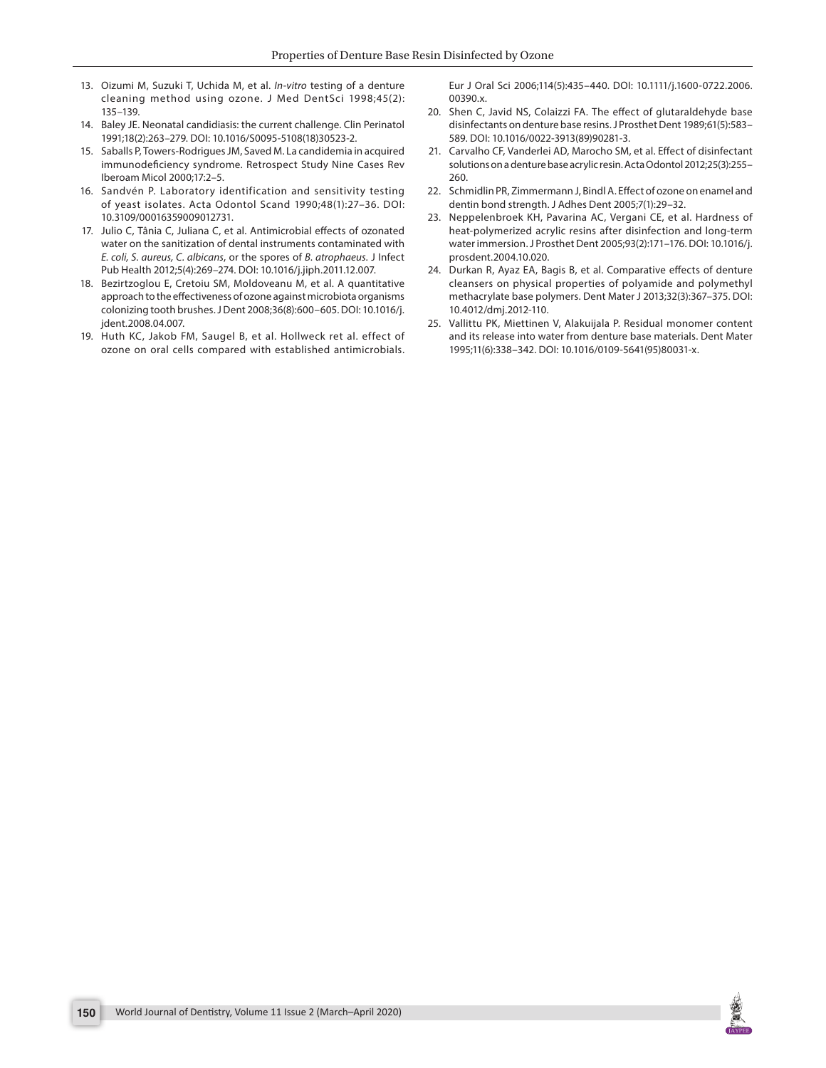13. Oizumi M, Suzuki T, Uchida M, et al. *In-vitro* testing of a denture cleaning method using ozone. J Med DentSci 1998;45(2): 135–139.
14. Baley JE. Neonatal candidiasis: the current challenge. Clin Perinatol 1991;18(2):263–279. DOI: 10.1016/S0095-5108(18)30523-2.
15. Saballs P, Towers-Rodrigues JM, Saved M. La candidemia in acquired immunodeficiency syndrome. Retrospect Study Nine Cases Rev Iberoam Micol 2000;17:2–5.
16. Sandvén P. Laboratory identification and sensitivity testing of yeast isolates. Acta Odontol Scand 1990;48(1):27–36. DOI: 10.3109/00016359009012731.
17. Julio C, Tânia C, Juliana C, et al. Antimicrobial effects of ozonated water on the sanitization of dental instruments contaminated with *E. coli*, *S. aureus*, *C. albicans*, or the spores of *B. atrophaeus*. J Infect Pub Health 2012;5(4):269–274. DOI: 10.1016/j.jiph.2011.12.007.
18. Bezirtzoglou E, Cretoiu SM, Moldoveanu M, et al. A quantitative approach to the effectiveness of ozone against microbiota organisms colonizing tooth brushes. J Dent 2008;36(8):600–605. DOI: 10.1016/j.jdent.2008.04.007.
19. Huth KC, Jakob FM, Saugel B, et al. Hollweck ret al. effect of ozone on oral cells compared with established antimicrobials. Eur J Oral Sci 2006;114(5):435–440. DOI: 10.1111/j.1600-0722.2006.00390.x.
20. Shen C, Javid NS, Colaizzi FA. The effect of glutaraldehyde base disinfectants on denture base resins. J Prosthet Dent 1989;61(5):583–589. DOI: 10.1016/0022-3913(89)90281-3.
21. Carvalho CF, Vanderlei AD, Marocho SM, et al. Effect of disinfectant solutions on a denture base acrylic resin. Acta Odontol 2012;25(3):255–260.
22. Schmidlin PR, Zimmermann J, Bindl A. Effect of ozone on enamel and dentin bond strength. J Adhes Dent 2005;7(1):29–32.
23. Neppelenbroek KH, Pavarina AC, Vergani CE, et al. Hardness of heat-polymerized acrylic resins after disinfection and long-term water immersion. J Prosthet Dent 2005;93(2):171–176. DOI: 10.1016/j.prosdent.2004.10.020.
24. Durkan R, Ayaz EA, Bagis B, et al. Comparative effects of denture cleansers on physical properties of polyamide and polymethyl methacrylate base polymers. Dent Mater J 2013;32(3):367–375. DOI: 10.4012/dmj.2012-110.
25. Vallittu PK, Miettinen V, Alakuijala P. Residual monomer content and its release into water from denture base materials. Dent Mater 1995;11(6):338–342. DOI: 10.1016/0109-5641(95)80031-x.